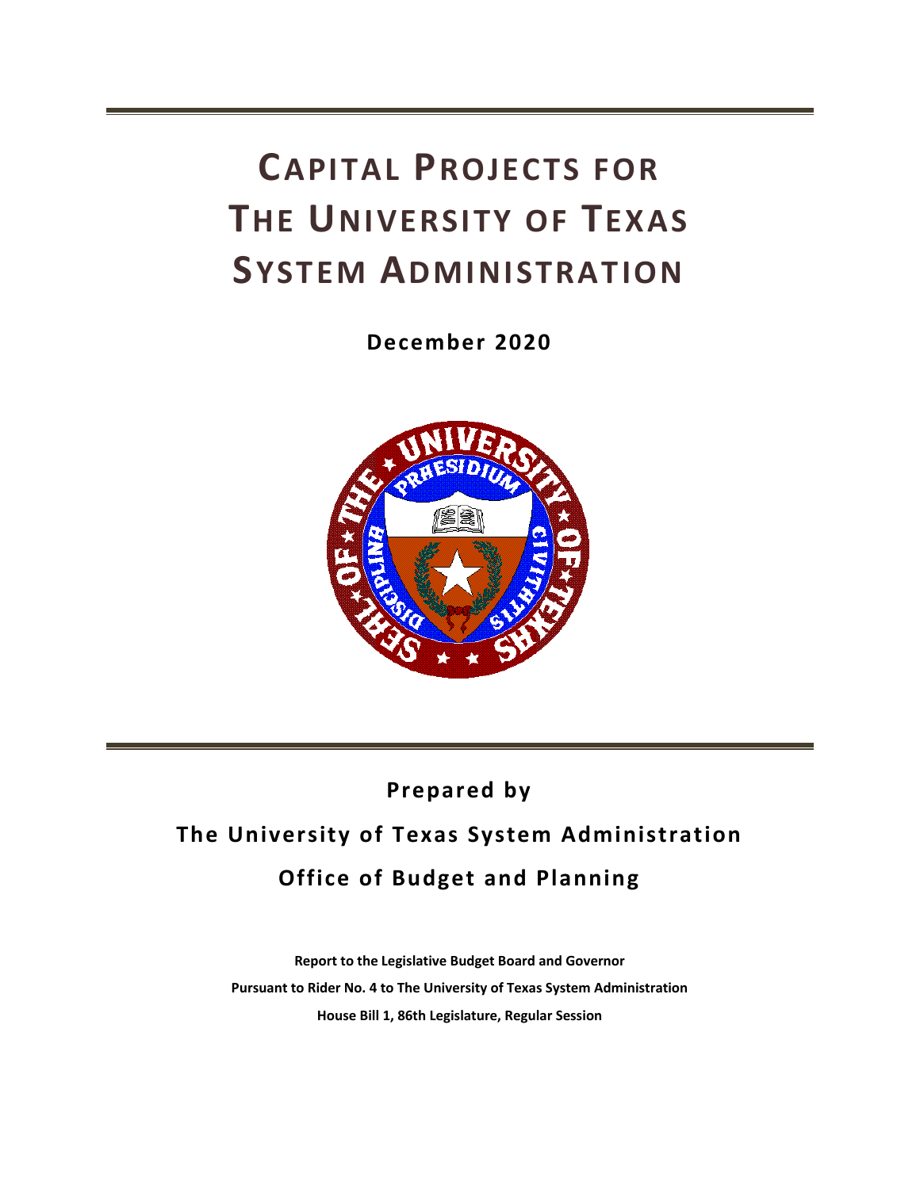# CAPITAL PROJECTS FOR THE UNIVERSITY OF TEXAS SYSTEM ADMINISTRATION

**December 2020**

**Prepared by**

**The University of Texas System Administration**

**Office of Budget and Planning**

**Report to the Legislative Budget Board and Governor**

**Pursuant to Rider No. 4 to The University of Texas System Administration**

**House Bill 1, 86th Legislature, Regular Session**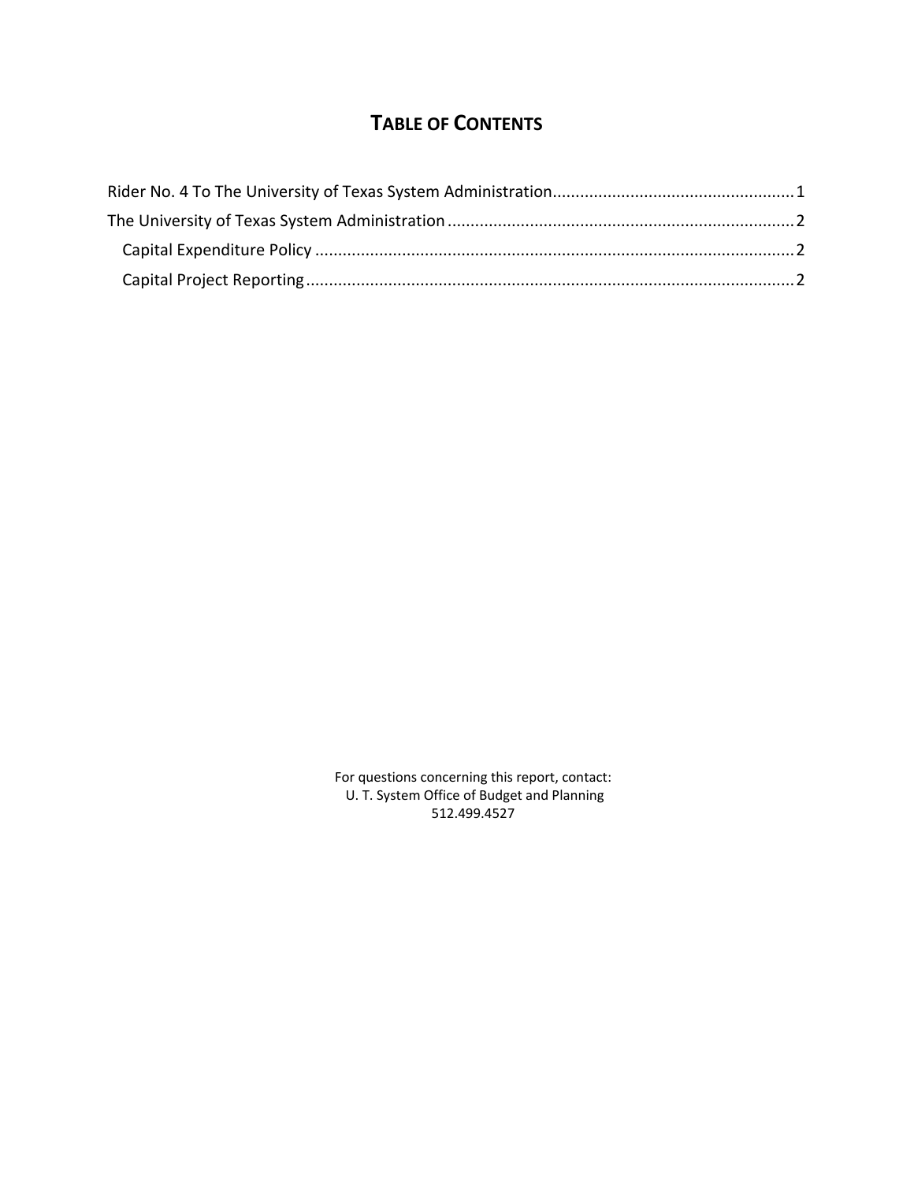# Table of Contents

Rider No. 4 To The University of Texas System Administration....................................................1

The University of Texas System Administration ..........................................................................2

  Capital Expenditure Policy ........................................................................................................2

  Capital Project Reporting ..........................................................................................................2

For questions concerning this report, contact:
U. T. System Office of Budget and Planning
512.499.4527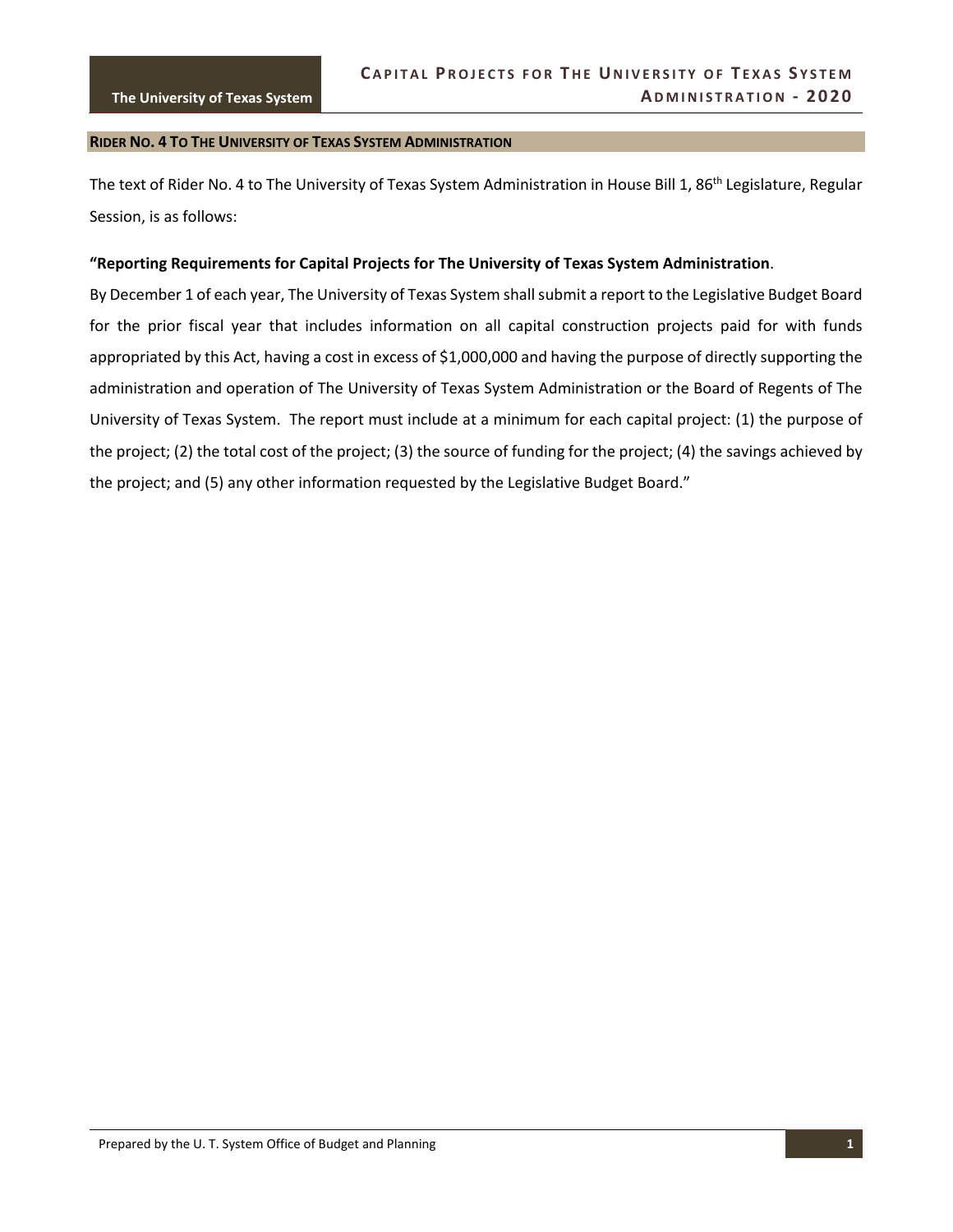## Rider No. 4 To The University of Texas System Administration

The text of Rider No. 4 to The University of Texas System Administration in House Bill 1, 86th Legislature, Regular Session, is as follows:

**"Reporting Requirements for Capital Projects for The University of Texas System Administration**.
By December 1 of each year, The University of Texas System shall submit a report to the Legislative Budget Board for the prior fiscal year that includes information on all capital construction projects paid for with funds appropriated by this Act, having a cost in excess of $1,000,000 and having the purpose of directly supporting the administration and operation of The University of Texas System Administration or the Board of Regents of The University of Texas System. The report must include at a minimum for each capital project: (1) the purpose of the project; (2) the total cost of the project; (3) the source of funding for the project; (4) the savings achieved by the project; and (5) any other information requested by the Legislative Budget Board."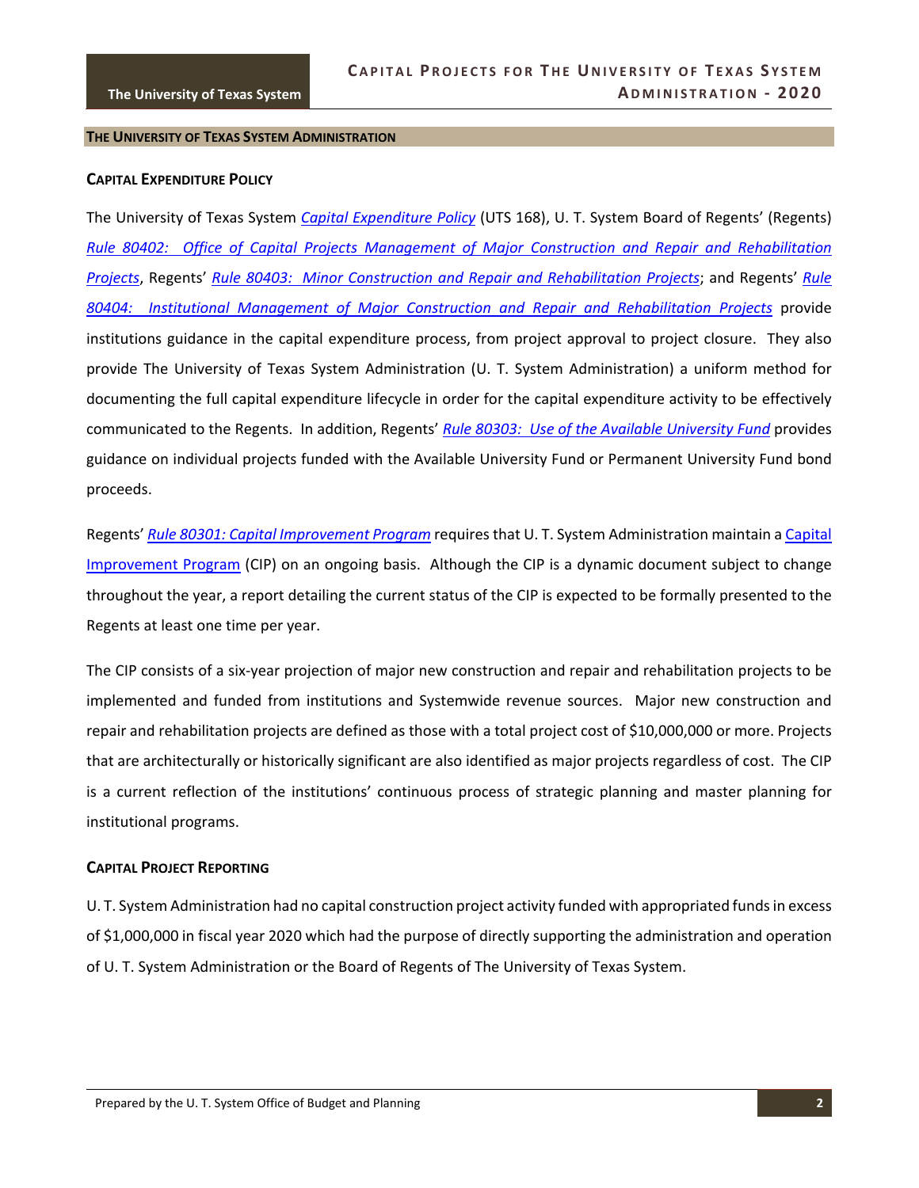## THE UNIVERSITY OF TEXAS SYSTEM ADMINISTRATION

### CAPITAL EXPENDITURE POLICY

The University of Texas System *Capital Expenditure Policy* (UTS 168), U. T. System Board of Regents' (Regents) *Rule 80402: Office of Capital Projects Management of Major Construction and Repair and Rehabilitation Projects*, Regents' *Rule 80403: Minor Construction and Repair and Rehabilitation Projects*; and Regents' *Rule 80404: Institutional Management of Major Construction and Repair and Rehabilitation Projects* provide institutions guidance in the capital expenditure process, from project approval to project closure. They also provide The University of Texas System Administration (U. T. System Administration) a uniform method for documenting the full capital expenditure lifecycle in order for the capital expenditure activity to be effectively communicated to the Regents. In addition, Regents' *Rule 80303: Use of the Available University Fund* provides guidance on individual projects funded with the Available University Fund or Permanent University Fund bond proceeds.

Regents' *Rule 80301: Capital Improvement Program* requires that U. T. System Administration maintain a Capital Improvement Program (CIP) on an ongoing basis. Although the CIP is a dynamic document subject to change throughout the year, a report detailing the current status of the CIP is expected to be formally presented to the Regents at least one time per year.

The CIP consists of a six-year projection of major new construction and repair and rehabilitation projects to be implemented and funded from institutions and Systemwide revenue sources. Major new construction and repair and rehabilitation projects are defined as those with a total project cost of $10,000,000 or more. Projects that are architecturally or historically significant are also identified as major projects regardless of cost. The CIP is a current reflection of the institutions' continuous process of strategic planning and master planning for institutional programs.

### CAPITAL PROJECT REPORTING

U. T. System Administration had no capital construction project activity funded with appropriated funds in excess of $1,000,000 in fiscal year 2020 which had the purpose of directly supporting the administration and operation of U. T. System Administration or the Board of Regents of The University of Texas System.